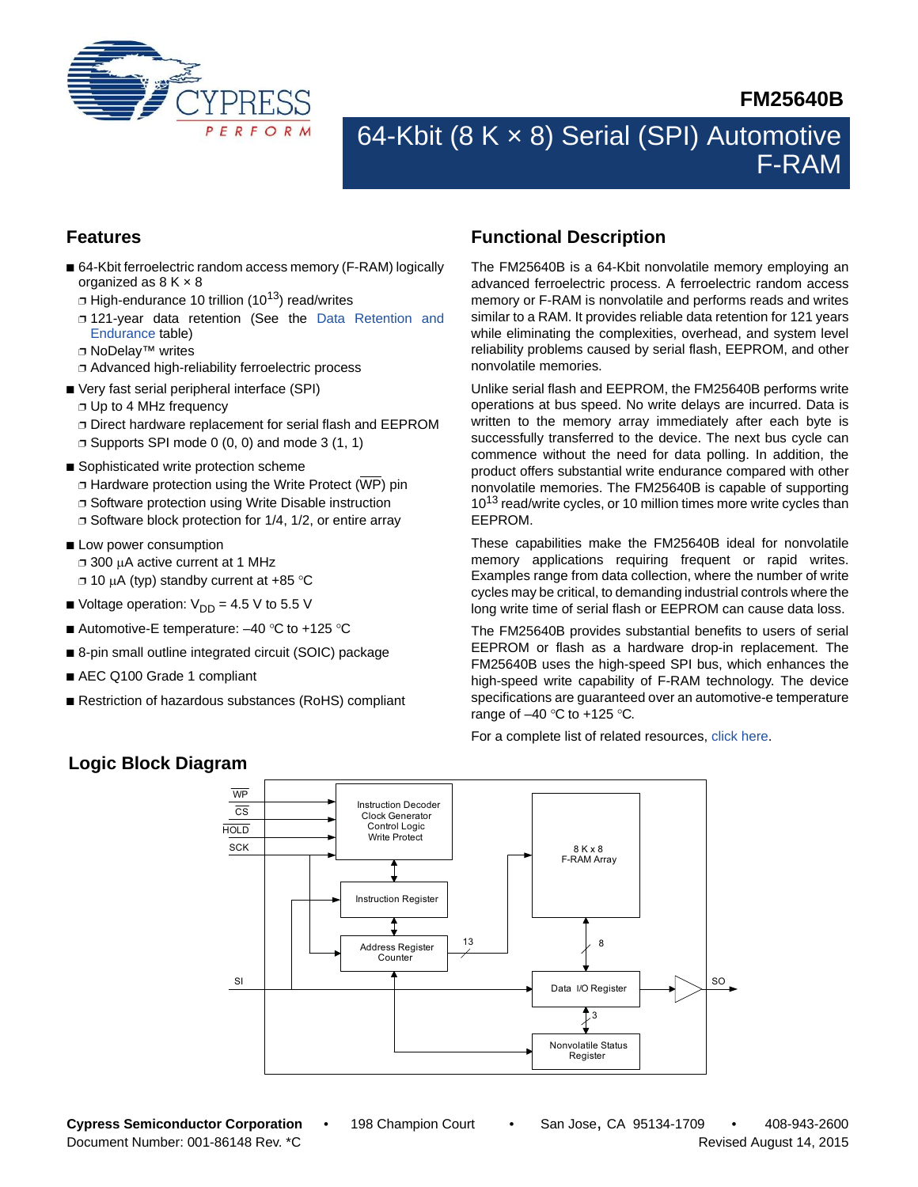# FM25640B

## 64-Kbit (8 K × 8) Serial (SPI) Automotive F-RAM

## Features

- 64-Kbit ferroelectric random access memory (F-RAM) logically organized as 8 K × 8
  - High-endurance 10 trillion ($10^{13}$) read/writes
  - 121-year data retention (See the Data Retention and Endurance table)
  - NoDelay™ writes
  - Advanced high-reliability ferroelectric process
- Very fast serial peripheral interface (SPI)
  - Up to 4 MHz frequency
  - Direct hardware replacement for serial flash and EEPROM
  - Supports SPI mode 0 (0, 0) and mode 3 (1, 1)
- Sophisticated write protection scheme
  - Hardware protection using the Write Protect ($\overline{WP}$) pin
  - Software protection using Write Disable instruction
  - Software block protection for 1/4, 1/2, or entire array
- Low power consumption
  - 300 µA active current at 1 MHz
  - 10 µA (typ) standby current at +85 °C
- Voltage operation: $V_{DD}$ = 4.5 V to 5.5 V
- Automotive-E temperature: –40 °C to +125 °C
- 8-pin small outline integrated circuit (SOIC) package
- AEC Q100 Grade 1 compliant
- Restriction of hazardous substances (RoHS) compliant

## Functional Description

The FM25640B is a 64-Kbit nonvolatile memory employing an advanced ferroelectric process. A ferroelectric random access memory or F-RAM is nonvolatile and performs reads and writes similar to a RAM. It provides reliable data retention for 121 years while eliminating the complexities, overhead, and system level reliability problems caused by serial flash, EEPROM, and other nonvolatile memories.

Unlike serial flash and EEPROM, the FM25640B performs write operations at bus speed. No write delays are incurred. Data is written to the memory array immediately after each byte is successfully transferred to the device. The next bus cycle can commence without the need for data polling. In addition, the product offers substantial write endurance compared with other nonvolatile memories. The FM25640B is capable of supporting $10^{13}$ read/write cycles, or 10 million times more write cycles than EEPROM.

These capabilities make the FM25640B ideal for nonvolatile memory applications requiring frequent or rapid writes. Examples range from data collection, where the number of write cycles may be critical, to demanding industrial controls where the long write time of serial flash or EEPROM can cause data loss.

The FM25640B provides substantial benefits to users of serial EEPROM or flash as a hardware drop-in replacement. The FM25640B uses the high-speed SPI bus, which enhances the high-speed write capability of F-RAM technology. The device specifications are guaranteed over an automotive-e temperature range of –40 °C to +125 °C.

For a complete list of related resources, click here.

## Logic Block Diagram

WP, CS, HOLD, SCK → Instruction Decoder / Clock Generator / Control Logic / Write Protect

Instruction Register

Address Register Counter — 13 → 8 K x 8 F-RAM Array

SI → Data I/O Register — 8 — F-RAM Array; Data I/O Register → SO

Nonvolatile Status Register — 3 — Data I/O Register

Cypress Semiconductor Corporation • 198 Champion Court • San Jose, CA 95134-1709 • 408-943-2600
Document Number: 001-86148 Rev. *C Revised August 14, 2015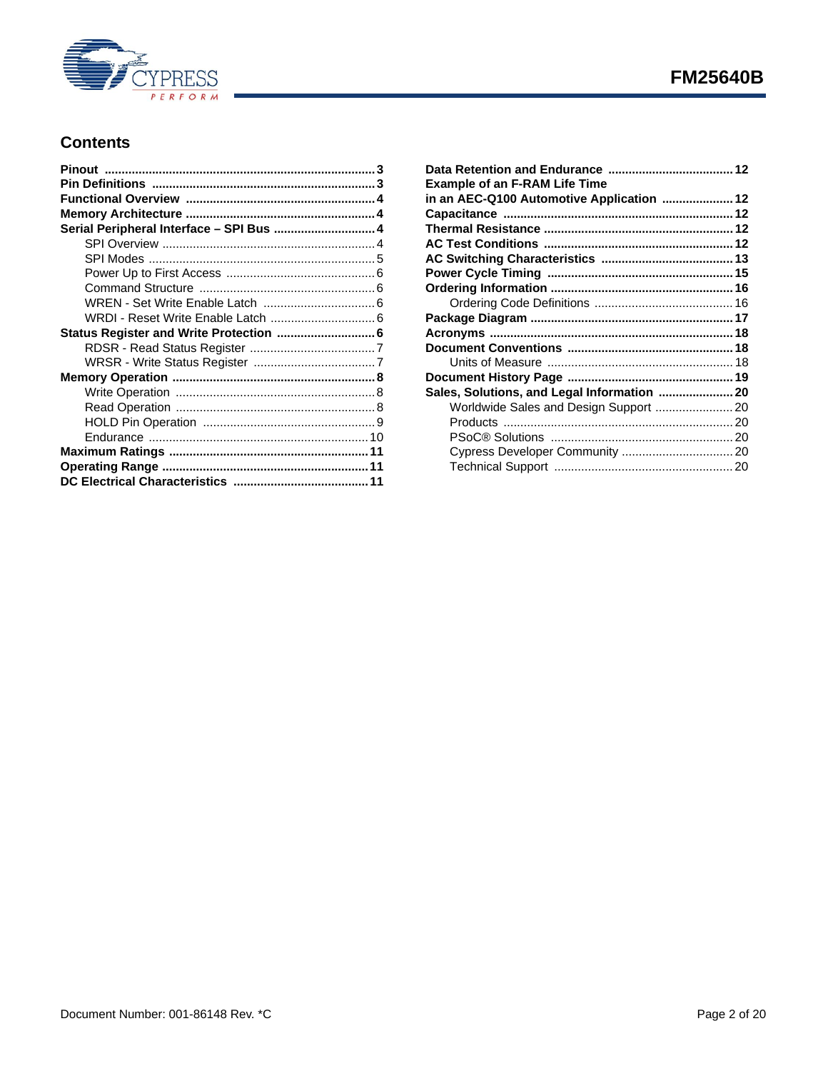## Contents

- **Pinout** ........ 3
- **Pin Definitions** ........ 3
- **Functional Overview** ........ 4
- **Memory Architecture** ........ 4
- **Serial Peripheral Interface – SPI Bus** ........ 4
  - SPI Overview ........ 4
  - SPI Modes ........ 5
  - Power Up to First Access ........ 6
  - Command Structure ........ 6
  - WREN - Set Write Enable Latch ........ 6
  - WRDI - Reset Write Enable Latch ........ 6
- **Status Register and Write Protection** ........ 6
  - RDSR - Read Status Register ........ 7
  - WRSR - Write Status Register ........ 7
- **Memory Operation** ........ 8
  - Write Operation ........ 8
  - Read Operation ........ 8
  - HOLD Pin Operation ........ 9
  - Endurance ........ 10
- **Maximum Ratings** ........ 11
- **Operating Range** ........ 11
- **DC Electrical Characteristics** ........ 11
- **Data Retention and Endurance** ........ 12
- **Example of an F-RAM Life Time in an AEC-Q100 Automotive Application** ........ 12
- **Capacitance** ........ 12
- **Thermal Resistance** ........ 12
- **AC Test Conditions** ........ 12
- **AC Switching Characteristics** ........ 13
- **Power Cycle Timing** ........ 15
- **Ordering Information** ........ 16
  - Ordering Code Definitions ........ 16
- **Package Diagram** ........ 17
- **Acronyms** ........ 18
- **Document Conventions** ........ 18
  - Units of Measure ........ 18
- **Document History Page** ........ 19
- **Sales, Solutions, and Legal Information** ........ 20
  - Worldwide Sales and Design Support ........ 20
  - Products ........ 20
  - PSoC® Solutions ........ 20
  - Cypress Developer Community ........ 20
  - Technical Support ........ 20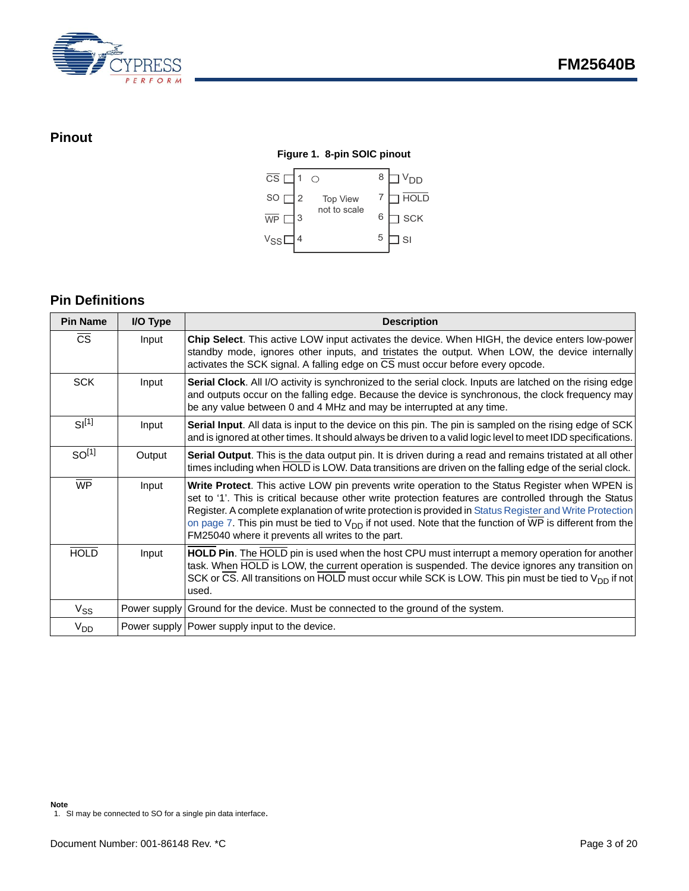## Pinout

**Figure 1. 8-pin SOIC pinout**

| Pin | Name | | Pin | Name |
|---|---|---|---|---|
| 1 | CS | | 8 | $V_{DD}$ |
| 2 | SO | | 7 | HOLD |
| 3 | WP | | 6 | SCK |
| 4 | $V_{SS}$ | | 5 | SI |

Top View
not to scale

## Pin Definitions

| Pin Name | I/O Type | Description |
|---|---|---|
| CS | Input | **Chip Select**. This active LOW input activates the device. When HIGH, the device enters low-power standby mode, ignores other inputs, and tristates the output. When LOW, the device internally activates the SCK signal. A falling edge on CS must occur before every opcode. |
| SCK | Input | **Serial Clock**. All I/O activity is synchronized to the serial clock. Inputs are latched on the rising edge and outputs occur on the falling edge. Because the device is synchronous, the clock frequency may be any value between 0 and 4 MHz and may be interrupted at any time. |
| SI[1] | Input | **Serial Input**. All data is input to the device on this pin. The pin is sampled on the rising edge of SCK and is ignored at other times. It should always be driven to a valid logic level to meet IDD specifications. |
| SO[1] | Output | **Serial Output**. This is the data output pin. It is driven during a read and remains tristated at all other times including when HOLD is LOW. Data transitions are driven on the falling edge of the serial clock. |
| WP | Input | **Write Protect**. This active LOW pin prevents write operation to the Status Register when WPEN is set to '1'. This is critical because other write protection features are controlled through the Status Register. A complete explanation of write protection is provided in Status Register and Write Protection on page 7. This pin must be tied to $V_{DD}$ if not used. Note that the function of WP is different from the FM25040 where it prevents all writes to the part. |
| HOLD | Input | **HOLD Pin**. The HOLD pin is used when the host CPU must interrupt a memory operation for another task. When HOLD is LOW, the current operation is suspended. The device ignores any transition on SCK or CS. All transitions on HOLD must occur while SCK is LOW. This pin must be tied to $V_{DD}$ if not used. |
| $V_{SS}$ | Power supply | Ground for the device. Must be connected to the ground of the system. |
| $V_{DD}$ | Power supply | Power supply input to the device. |

**Note**
1. SI may be connected to SO for a single pin data interface.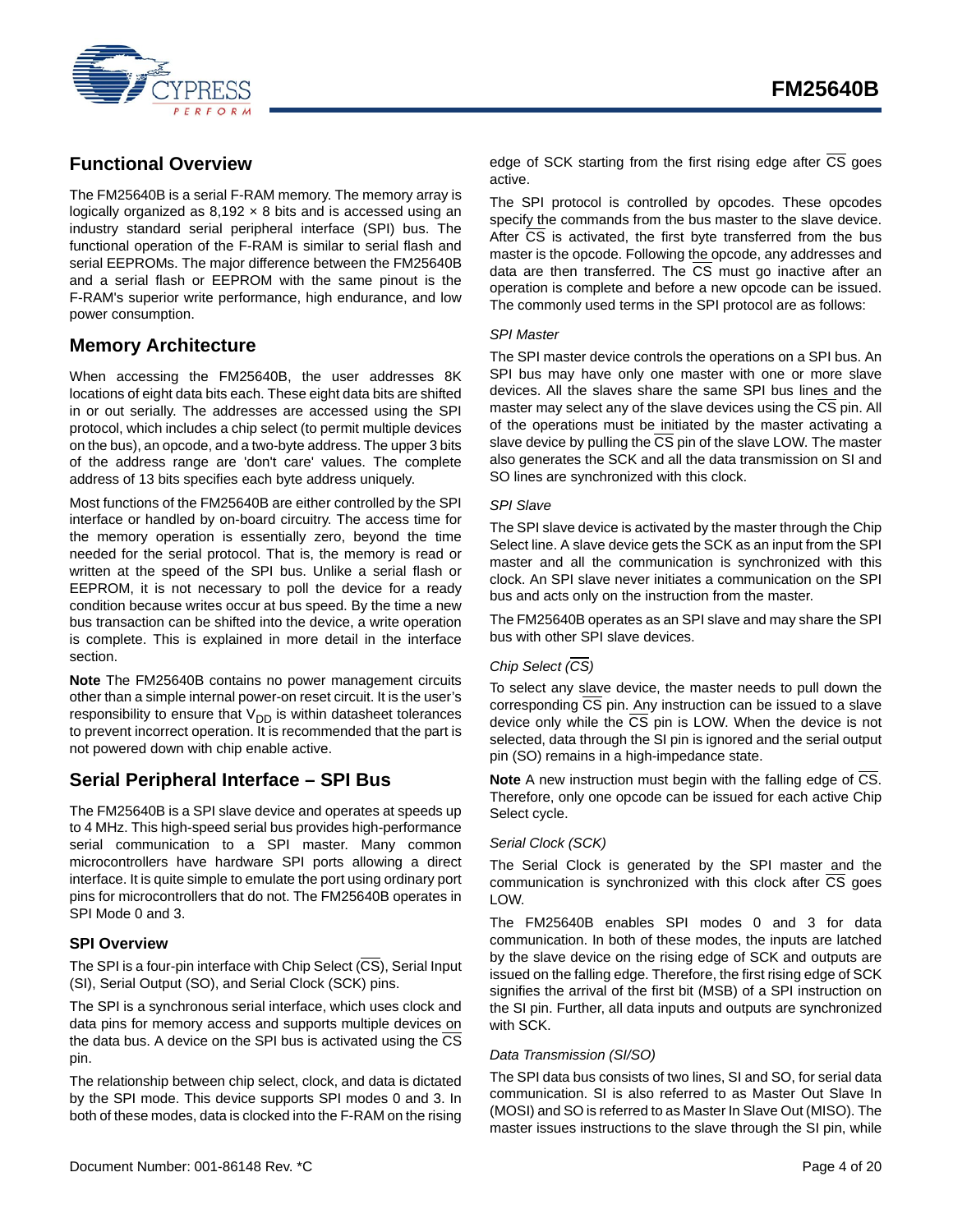## Functional Overview

The FM25640B is a serial F-RAM memory. The memory array is logically organized as 8,192 × 8 bits and is accessed using an industry standard serial peripheral interface (SPI) bus. The functional operation of the F-RAM is similar to serial flash and serial EEPROMs. The major difference between the FM25640B and a serial flash or EEPROM with the same pinout is the F-RAM's superior write performance, high endurance, and low power consumption.

## Memory Architecture

When accessing the FM25640B, the user addresses 8K locations of eight data bits each. These eight data bits are shifted in or out serially. The addresses are accessed using the SPI protocol, which includes a chip select (to permit multiple devices on the bus), an opcode, and a two-byte address. The upper 3 bits of the address range are 'don't care' values. The complete address of 13 bits specifies each byte address uniquely.

Most functions of the FM25640B are either controlled by the SPI interface or handled by on-board circuitry. The access time for the memory operation is essentially zero, beyond the time needed for the serial protocol. That is, the memory is read or written at the speed of the SPI bus. Unlike a serial flash or EEPROM, it is not necessary to poll the device for a ready condition because writes occur at bus speed. By the time a new bus transaction can be shifted into the device, a write operation is complete. This is explained in more detail in the interface section.

**Note** The FM25640B contains no power management circuits other than a simple internal power-on reset circuit. It is the user's responsibility to ensure that $V_{DD}$ is within datasheet tolerances to prevent incorrect operation. It is recommended that the part is not powered down with chip enable active.

## Serial Peripheral Interface – SPI Bus

The FM25640B is a SPI slave device and operates at speeds up to 4 MHz. This high-speed serial bus provides high-performance serial communication to a SPI master. Many common microcontrollers have hardware SPI ports allowing a direct interface. It is quite simple to emulate the port using ordinary port pins for microcontrollers that do not. The FM25640B operates in SPI Mode 0 and 3.

### SPI Overview

The SPI is a four-pin interface with Chip Select ($\overline{CS}$), Serial Input (SI), Serial Output (SO), and Serial Clock (SCK) pins.

The SPI is a synchronous serial interface, which uses clock and data pins for memory access and supports multiple devices on the data bus. A device on the SPI bus is activated using the $\overline{CS}$ pin.

The relationship between chip select, clock, and data is dictated by the SPI mode. This device supports SPI modes 0 and 3. In both of these modes, data is clocked into the F-RAM on the rising edge of SCK starting from the first rising edge after $\overline{CS}$ goes active.

The SPI protocol is controlled by opcodes. These opcodes specify the commands from the bus master to the slave device. After $\overline{CS}$ is activated, the first byte transferred from the bus master is the opcode. Following the opcode, any addresses and data are then transferred. The $\overline{CS}$ must go inactive after an operation is complete and before a new opcode can be issued. The commonly used terms in the SPI protocol are as follows:

*SPI Master*

The SPI master device controls the operations on a SPI bus. An SPI bus may have only one master with one or more slave devices. All the slaves share the same SPI bus lines and the master may select any of the slave devices using the $\overline{CS}$ pin. All of the operations must be initiated by the master activating a slave device by pulling the $\overline{CS}$ pin of the slave LOW. The master also generates the SCK and all the data transmission on SI and SO lines are synchronized with this clock.

*SPI Slave*

The SPI slave device is activated by the master through the Chip Select line. A slave device gets the SCK as an input from the SPI master and all the communication is synchronized with this clock. An SPI slave never initiates a communication on the SPI bus and acts only on the instruction from the master.

The FM25640B operates as an SPI slave and may share the SPI bus with other SPI slave devices.

*Chip Select ($\overline{CS}$)*

To select any slave device, the master needs to pull down the corresponding $\overline{CS}$ pin. Any instruction can be issued to a slave device only while the $\overline{CS}$ pin is LOW. When the device is not selected, data through the SI pin is ignored and the serial output pin (SO) remains in a high-impedance state.

**Note** A new instruction must begin with the falling edge of $\overline{CS}$. Therefore, only one opcode can be issued for each active Chip Select cycle.

*Serial Clock (SCK)*

The Serial Clock is generated by the SPI master and the communication is synchronized with this clock after $\overline{CS}$ goes LOW.

The FM25640B enables SPI modes 0 and 3 for data communication. In both of these modes, the inputs are latched by the slave device on the rising edge of SCK and outputs are issued on the falling edge. Therefore, the first rising edge of SCK signifies the arrival of the first bit (MSB) of a SPI instruction on the SI pin. Further, all data inputs and outputs are synchronized with SCK.

*Data Transmission (SI/SO)*

The SPI data bus consists of two lines, SI and SO, for serial data communication. SI is also referred to as Master Out Slave In (MOSI) and SO is referred to as Master In Slave Out (MISO). The master issues instructions to the slave through the SI pin, while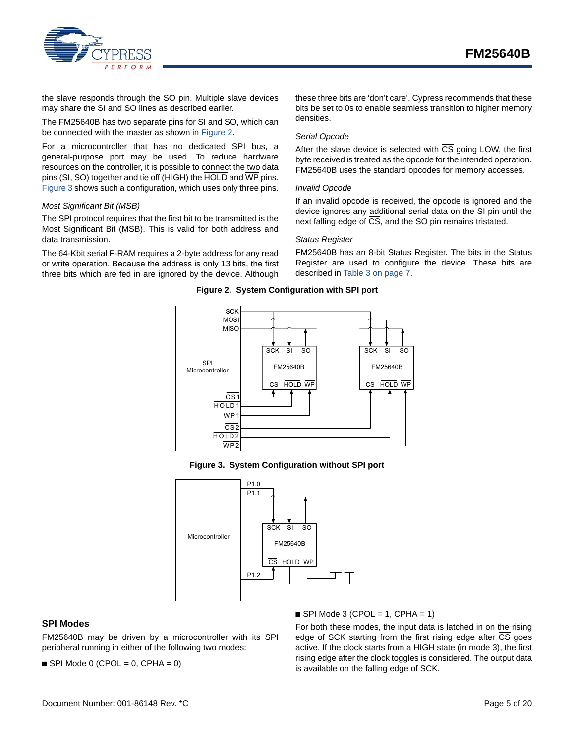the slave responds through the SO pin. Multiple slave devices may share the SI and SO lines as described earlier.

The FM25640B has two separate pins for SI and SO, which can be connected with the master as shown in Figure 2.

For a microcontroller that has no dedicated SPI bus, a general-purpose port may be used. To reduce hardware resources on the controller, it is possible to connect the two data pins (SI, SO) together and tie off (HIGH) the HOLD and WP pins. Figure 3 shows such a configuration, which uses only three pins.

*Most Significant Bit (MSB)*

The SPI protocol requires that the first bit to be transmitted is the Most Significant Bit (MSB). This is valid for both address and data transmission.

The 64-Kbit serial F-RAM requires a 2-byte address for any read or write operation. Because the address is only 13 bits, the first three bits which are fed in are ignored by the device. Although these three bits are 'don't care', Cypress recommends that these bits be set to 0s to enable seamless transition to higher memory densities.

*Serial Opcode*

After the slave device is selected with CS going LOW, the first byte received is treated as the opcode for the intended operation. FM25640B uses the standard opcodes for memory accesses.

*Invalid Opcode*

If an invalid opcode is received, the opcode is ignored and the device ignores any additional serial data on the SI pin until the next falling edge of CS, and the SO pin remains tristated.

*Status Register*

FM25640B has an 8-bit Status Register. The bits in the Status Register are used to configure the device. These bits are described in Table 3 on page 7.

**Figure 2. System Configuration with SPI port**

**Figure 3. System Configuration without SPI port**

## SPI Modes

FM25640B may be driven by a microcontroller with its SPI peripheral running in either of the following two modes:

- SPI Mode 0 (CPOL = 0, CPHA = 0)
- SPI Mode 3 (CPOL = 1, CPHA = 1)

For both these modes, the input data is latched in on the rising edge of SCK starting from the first rising edge after CS goes active. If the clock starts from a HIGH state (in mode 3), the first rising edge after the clock toggles is considered. The output data is available on the falling edge of SCK.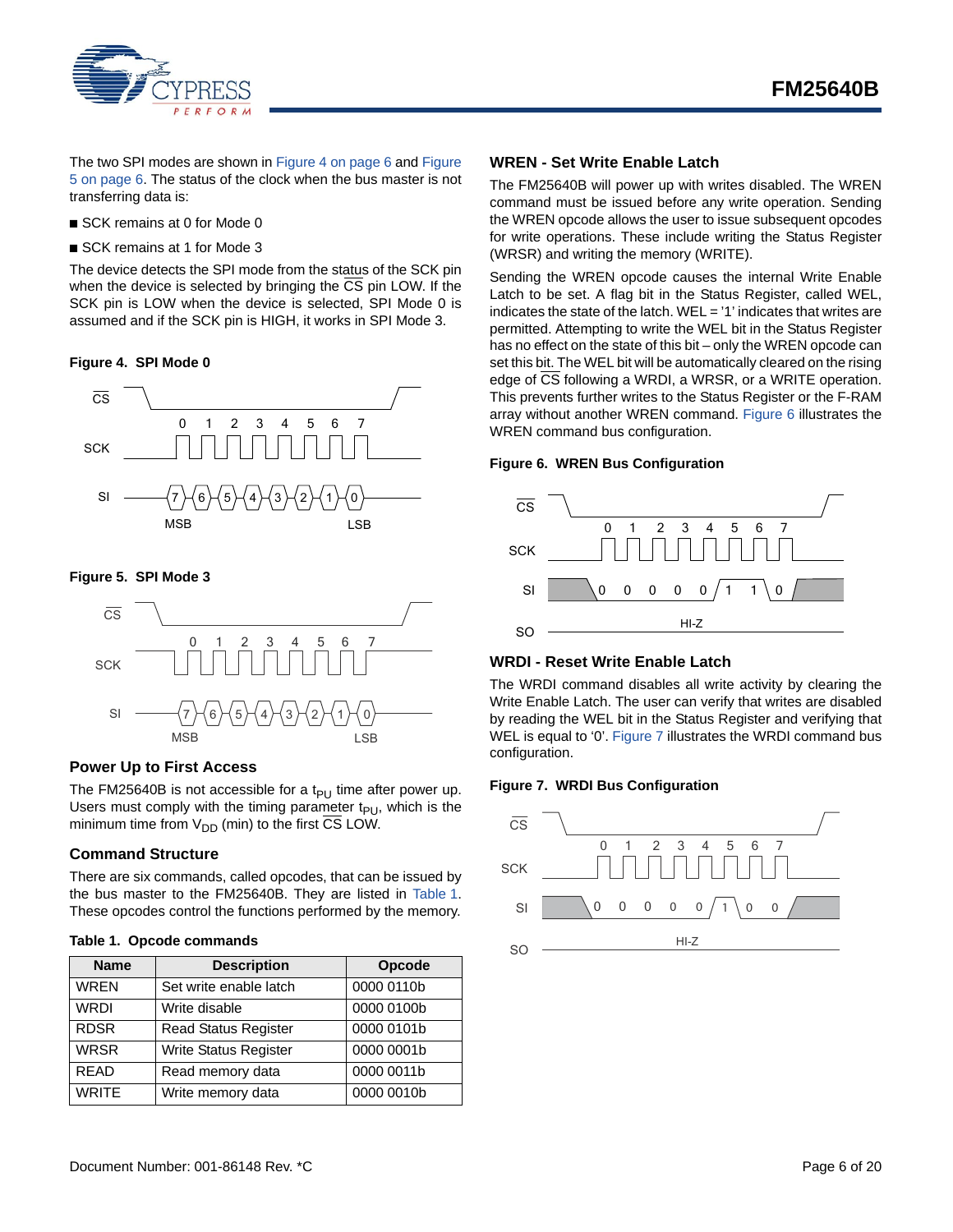The two SPI modes are shown in Figure 4 on page 6 and Figure 5 on page 6. The status of the clock when the bus master is not transferring data is:

- SCK remains at 0 for Mode 0
- SCK remains at 1 for Mode 3

The device detects the SPI mode from the status of the SCK pin when the device is selected by bringing the $\overline{CS}$ pin LOW. If the SCK pin is LOW when the device is selected, SPI Mode 0 is assumed and if the SCK pin is HIGH, it works in SPI Mode 3.

**Figure 4. SPI Mode 0**

**Figure 5. SPI Mode 3**

## Power Up to First Access

The FM25640B is not accessible for a $t_{PU}$ time after power up. Users must comply with the timing parameter $t_{PU}$, which is the minimum time from $V_{DD}$ (min) to the first $\overline{CS}$ LOW.

## Command Structure

There are six commands, called opcodes, that can be issued by the bus master to the FM25640B. They are listed in Table 1. These opcodes control the functions performed by the memory.

**Table 1. Opcode commands**

| Name | Description | Opcode |
|---|---|---|
| WREN | Set write enable latch | 0000 0110b |
| WRDI | Write disable | 0000 0100b |
| RDSR | Read Status Register | 0000 0101b |
| WRSR | Write Status Register | 0000 0001b |
| READ | Read memory data | 0000 0011b |
| WRITE | Write memory data | 0000 0010b |

## WREN - Set Write Enable Latch

The FM25640B will power up with writes disabled. The WREN command must be issued before any write operation. Sending the WREN opcode allows the user to issue subsequent opcodes for write operations. These include writing the Status Register (WRSR) and writing the memory (WRITE).

Sending the WREN opcode causes the internal Write Enable Latch to be set. A flag bit in the Status Register, called WEL, indicates the state of the latch. WEL = '1' indicates that writes are permitted. Attempting to write the WEL bit in the Status Register has no effect on the state of this bit – only the WREN opcode can set this bit. The WEL bit will be automatically cleared on the rising edge of $\overline{CS}$ following a WRDI, a WRSR, or a WRITE operation. This prevents further writes to the Status Register or the F-RAM array without another WREN command. Figure 6 illustrates the WREN command bus configuration.

**Figure 6. WREN Bus Configuration**

## WRDI - Reset Write Enable Latch

The WRDI command disables all write activity by clearing the Write Enable Latch. The user can verify that writes are disabled by reading the WEL bit in the Status Register and verifying that WEL is equal to '0'. Figure 7 illustrates the WRDI command bus configuration.

**Figure 7. WRDI Bus Configuration**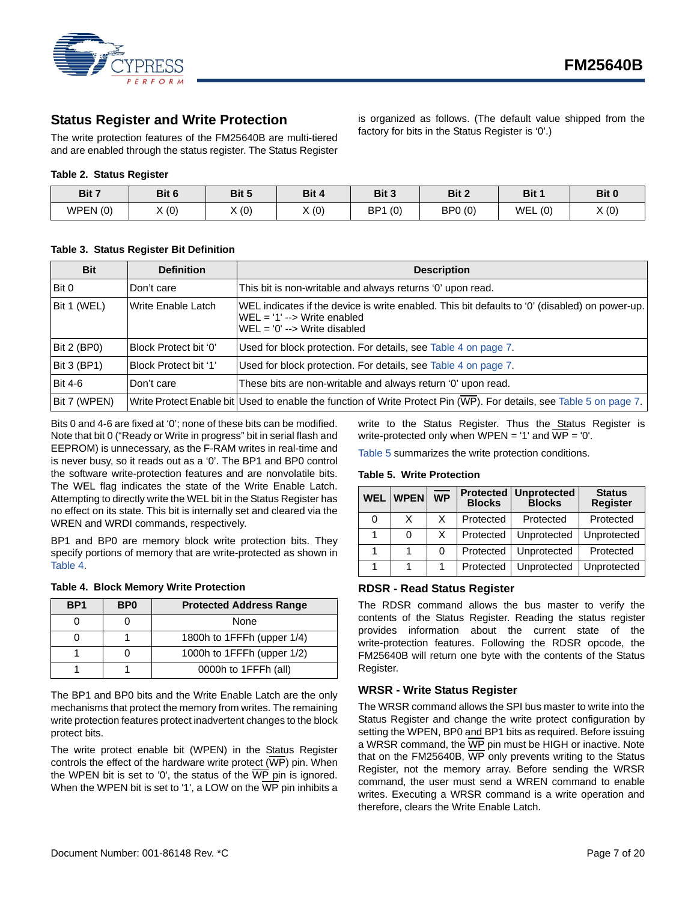## Status Register and Write Protection

The write protection features of the FM25640B are multi-tiered and are enabled through the status register. The Status Register is organized as follows. (The default value shipped from the factory for bits in the Status Register is '0'.)

**Table 2. Status Register**

| Bit 7 | Bit 6 | Bit 5 | Bit 4 | Bit 3 | Bit 2 | Bit 1 | Bit 0 |
|---|---|---|---|---|---|---|---|
| WPEN (0) | X (0) | X (0) | X (0) | BP1 (0) | BP0 (0) | WEL (0) | X (0) |

**Table 3. Status Register Bit Definition**

| Bit | Definition | Description |
|---|---|---|
| Bit 0 | Don't care | This bit is non-writable and always returns '0' upon read. |
| Bit 1 (WEL) | Write Enable Latch | WEL indicates if the device is write enabled. This bit defaults to '0' (disabled) on power-up.<br>WEL = '1' --> Write enabled<br>WEL = '0' --> Write disabled |
| Bit 2 (BP0) | Block Protect bit '0' | Used for block protection. For details, see Table 4 on page 7. |
| Bit 3 (BP1) | Block Protect bit '1' | Used for block protection. For details, see Table 4 on page 7. |
| Bit 4-6 | Don't care | These bits are non-writable and always return '0' upon read. |
| Bit 7 (WPEN) | Write Protect Enable bit | Used to enable the function of Write Protect Pin (WP). For details, see Table 5 on page 7. |

Bits 0 and 4-6 are fixed at '0'; none of these bits can be modified. Note that bit 0 ("Ready or Write in progress" bit in serial flash and EEPROM) is unnecessary, as the F-RAM writes in real-time and is never busy, so it reads out as a '0'. The BP1 and BP0 control the software write-protection features and are nonvolatile bits. The WEL flag indicates the state of the Write Enable Latch. Attempting to directly write the WEL bit in the Status Register has no effect on its state. This bit is internally set and cleared via the WREN and WRDI commands, respectively.

BP1 and BP0 are memory block write protection bits. They specify portions of memory that are write-protected as shown in Table 4.

**Table 4. Block Memory Write Protection**

| BP1 | BP0 | Protected Address Range |
|---|---|---|
| 0 | 0 | None |
| 0 | 1 | 1800h to 1FFFh (upper 1/4) |
| 1 | 0 | 1000h to 1FFFh (upper 1/2) |
| 1 | 1 | 0000h to 1FFFh (all) |

The BP1 and BP0 bits and the Write Enable Latch are the only mechanisms that protect the memory from writes. The remaining write protection features protect inadvertent changes to the block protect bits.

The write protect enable bit (WPEN) in the Status Register controls the effect of the hardware write protect (WP) pin. When the WPEN bit is set to '0', the status of the WP pin is ignored. When the WPEN bit is set to '1', a LOW on the WP pin inhibits a write to the Status Register. Thus the Status Register is write-protected only when WPEN = '1' and WP = '0'.

Table 5 summarizes the write protection conditions.

**Table 5. Write Protection**

| WEL | WPEN | WP | Protected Blocks | Unprotected Blocks | Status Register |
|---|---|---|---|---|---|
| 0 | X | X | Protected | Protected | Protected |
| 1 | 0 | X | Protected | Unprotected | Unprotected |
| 1 | 1 | 0 | Protected | Unprotected | Protected |
| 1 | 1 | 1 | Protected | Unprotected | Unprotected |

### RDSR - Read Status Register

The RDSR command allows the bus master to verify the contents of the Status Register. Reading the status register provides information about the current state of the write-protection features. Following the RDSR opcode, the FM25640B will return one byte with the contents of the Status Register.

### WRSR - Write Status Register

The WRSR command allows the SPI bus master to write into the Status Register and change the write protect configuration by setting the WPEN, BP0 and BP1 bits as required. Before issuing a WRSR command, the WP pin must be HIGH or inactive. Note that on the FM25640B, WP only prevents writing to the Status Register, not the memory array. Before sending the WRSR command, the user must send a WREN command to enable writes. Executing a WRSR command is a write operation and therefore, clears the Write Enable Latch.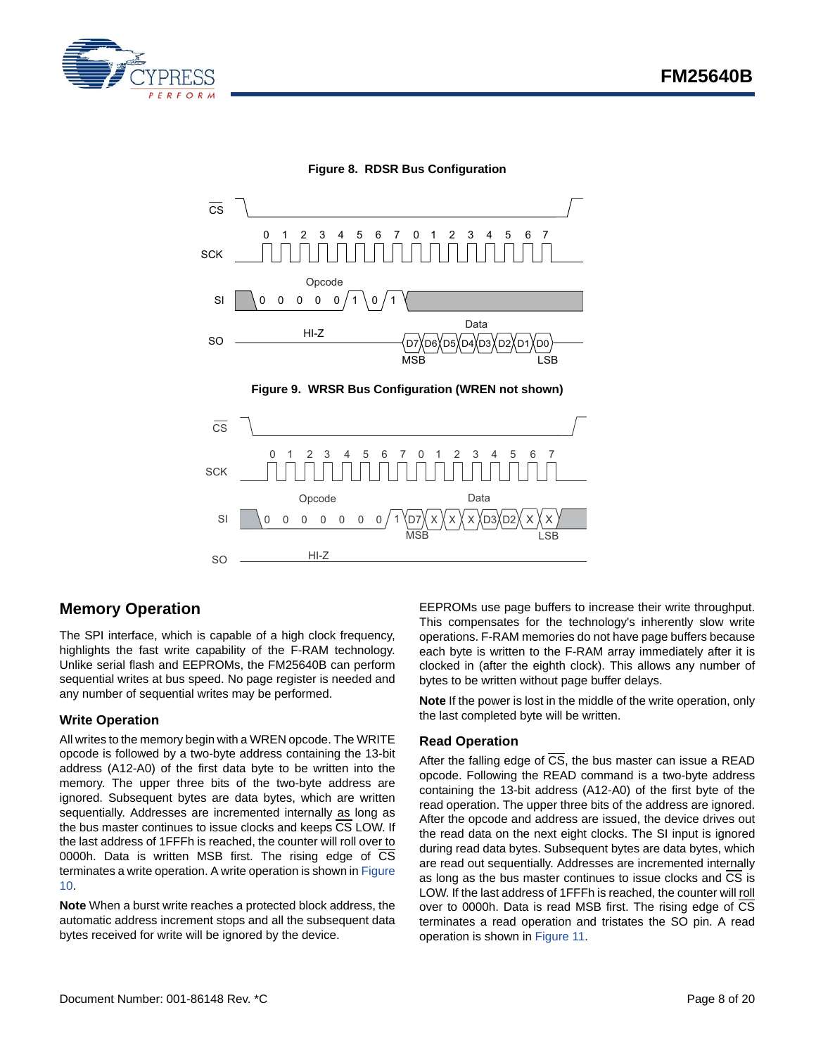**Figure 8. RDSR Bus Configuration**

**Figure 9. WRSR Bus Configuration (WREN not shown)**

## Memory Operation

The SPI interface, which is capable of a high clock frequency, highlights the fast write capability of the F-RAM technology. Unlike serial flash and EEPROMs, the FM25640B can perform sequential writes at bus speed. No page register is needed and any number of sequential writes may be performed.

### Write Operation

All writes to the memory begin with a WREN opcode. The WRITE opcode is followed by a two-byte address containing the 13-bit address (A12-A0) of the first data byte to be written into the memory. The upper three bits of the two-byte address are ignored. Subsequent bytes are data bytes, which are written sequentially. Addresses are incremented internally as long as the bus master continues to issue clocks and keeps $\overline{CS}$ LOW. If the last address of 1FFFh is reached, the counter will roll over to 0000h. Data is written MSB first. The rising edge of $\overline{CS}$ terminates a write operation. A write operation is shown in Figure 10.

**Note** When a burst write reaches a protected block address, the automatic address increment stops and all the subsequent data bytes received for write will be ignored by the device.

EEPROMs use page buffers to increase their write throughput. This compensates for the technology's inherently slow write operations. F-RAM memories do not have page buffers because each byte is written to the F-RAM array immediately after it is clocked in (after the eighth clock). This allows any number of bytes to be written without page buffer delays.

**Note** If the power is lost in the middle of the write operation, only the last completed byte will be written.

### Read Operation

After the falling edge of $\overline{CS}$, the bus master can issue a READ opcode. Following the READ command is a two-byte address containing the 13-bit address (A12-A0) of the first byte of the read operation. The upper three bits of the address are ignored. After the opcode and address are issued, the device drives out the read data on the next eight clocks. The SI input is ignored during read data bytes. Subsequent bytes are data bytes, which are read out sequentially. Addresses are incremented internally as long as the bus master continues to issue clocks and $\overline{CS}$ is LOW. If the last address of 1FFFh is reached, the counter will roll over to 0000h. Data is read MSB first. The rising edge of $\overline{CS}$ terminates a read operation and tristates the SO pin. A read operation is shown in Figure 11.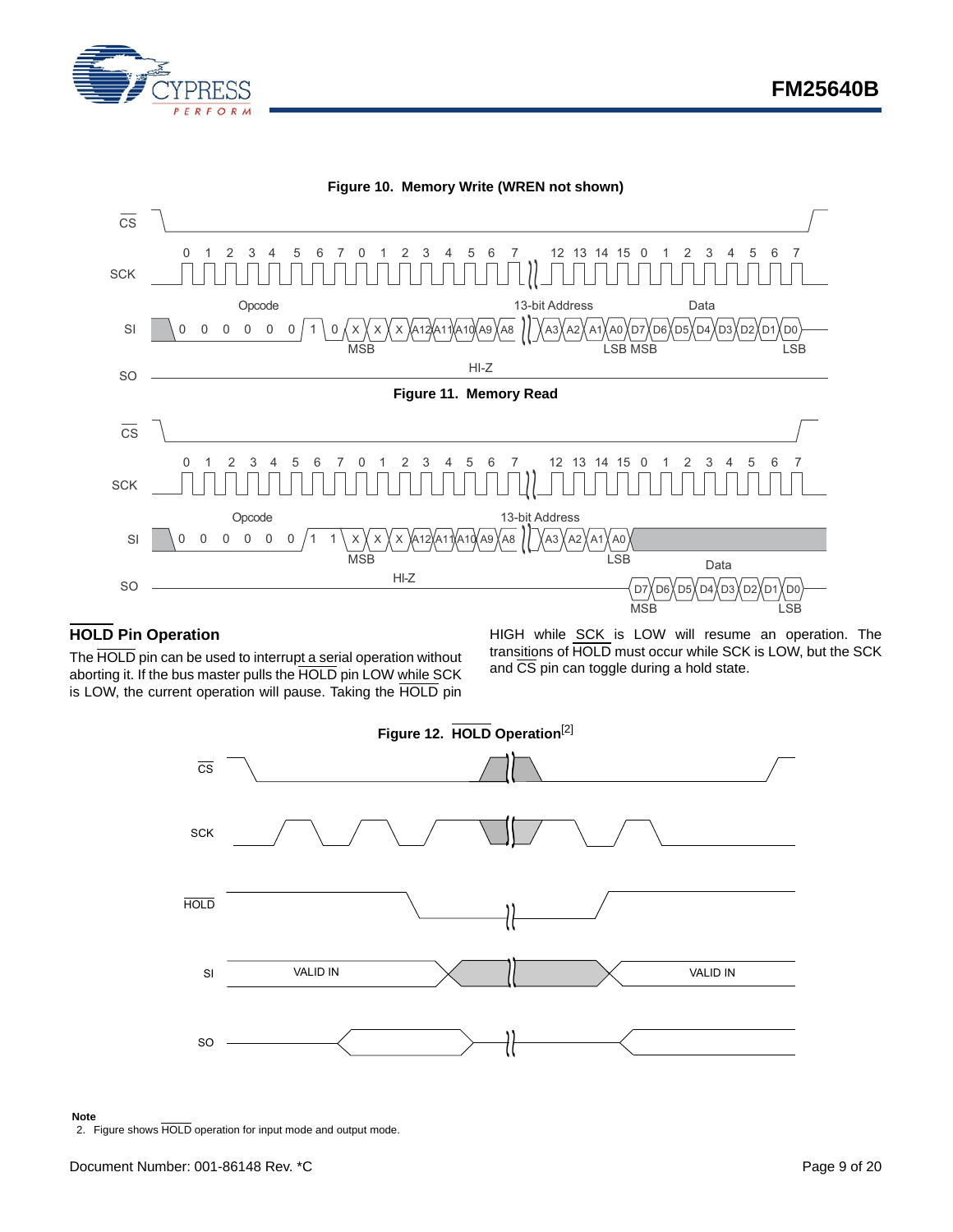**Figure 10. Memory Write (WREN not shown)**

**Figure 11. Memory Read**

## HOLD Pin Operation

The HOLD pin can be used to interrupt a serial operation without aborting it. If the bus master pulls the HOLD pin LOW while SCK is LOW, the current operation will pause. Taking the HOLD pin HIGH while SCK is LOW will resume an operation. The transitions of HOLD must occur while SCK is LOW, but the SCK and CS pin can toggle during a hold state.

**Figure 12. HOLD Operation[2]**

**Note**

2. Figure shows HOLD operation for input mode and output mode.

Document Number: 001-86148 Rev. *C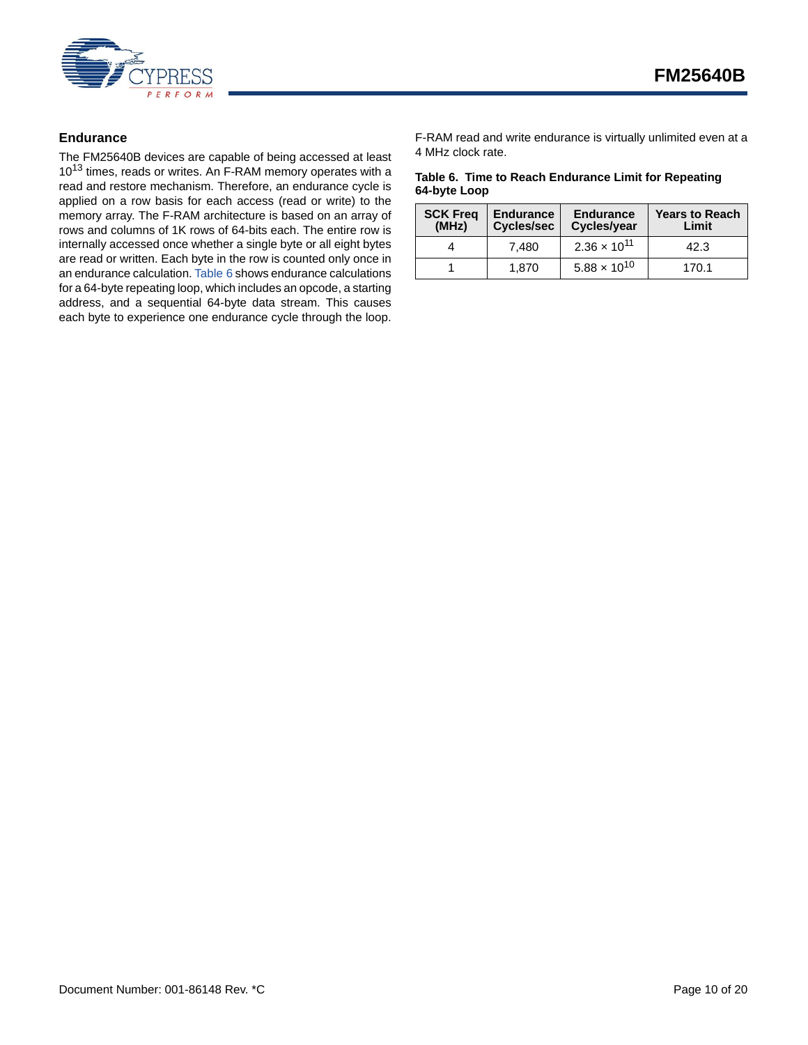## Endurance

The FM25640B devices are capable of being accessed at least $10^{13}$ times, reads or writes. An F-RAM memory operates with a read and restore mechanism. Therefore, an endurance cycle is applied on a row basis for each access (read or write) to the memory array. The F-RAM architecture is based on an array of rows and columns of 1K rows of 64-bits each. The entire row is internally accessed once whether a single byte or all eight bytes are read or written. Each byte in the row is counted only once in an endurance calculation. Table 6 shows endurance calculations for a 64-byte repeating loop, which includes an opcode, a starting address, and a sequential 64-byte data stream. This causes each byte to experience one endurance cycle through the loop. F-RAM read and write endurance is virtually unlimited even at a 4 MHz clock rate.

**Table 6. Time to Reach Endurance Limit for Repeating 64-byte Loop**

| SCK Freq (MHz) | Endurance Cycles/sec | Endurance Cycles/year | Years to Reach Limit |
|---|---|---|---|
| 4 | 7,480 | $2.36 \times 10^{11}$ | 42.3 |
| 1 | 1,870 | $5.88 \times 10^{10}$ | 170.1 |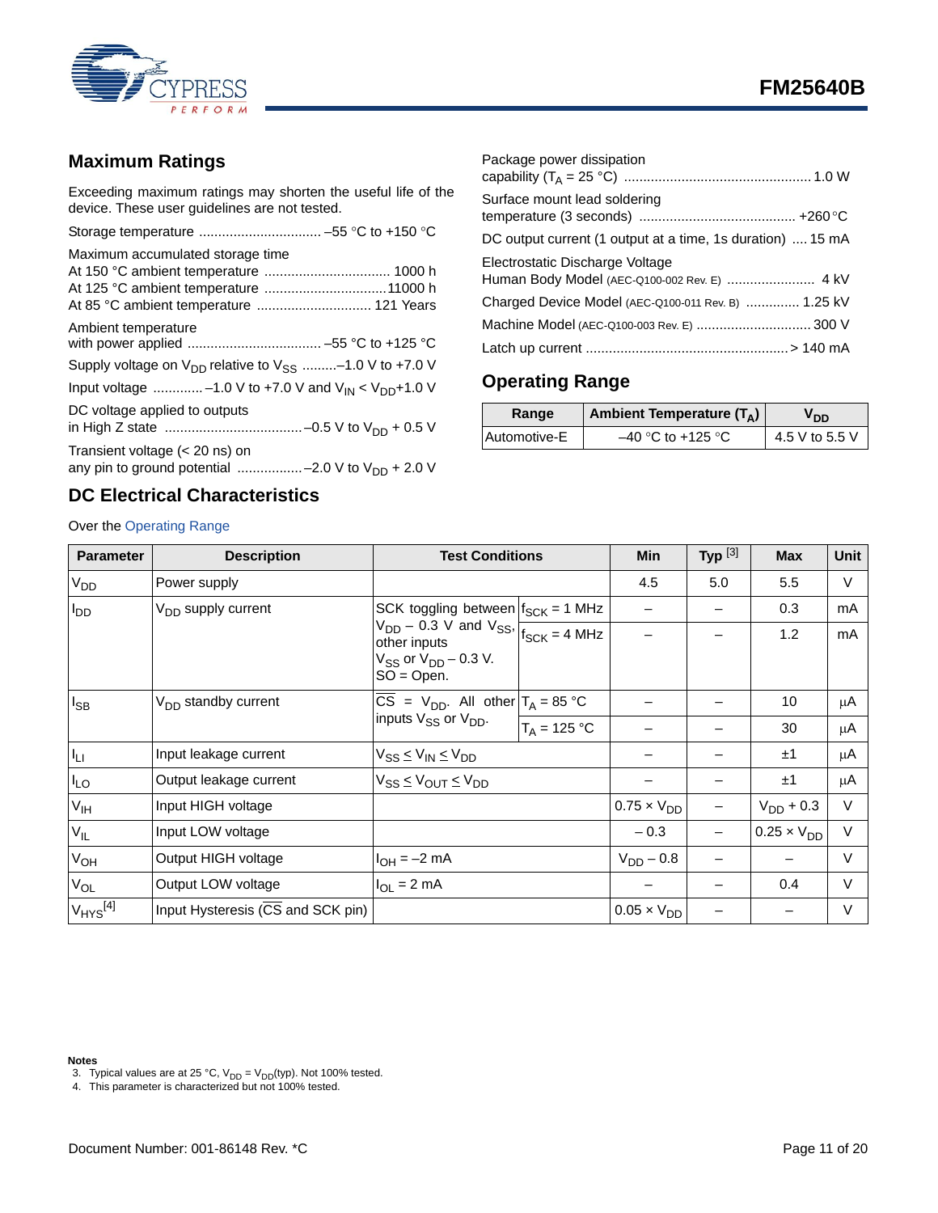## Maximum Ratings

Exceeding maximum ratings may shorten the useful life of the device. These user guidelines are not tested.

Storage temperature ................................ –55 °C to +150 °C

Maximum accumulated storage time
At 150 °C ambient temperature ................................ 1000 h
At 125 °C ambient temperature ................................11000 h
At 85 °C ambient temperature .............................. 121 Years

Ambient temperature
with power applied ................................... –55 °C to +125 °C

Supply voltage on $V_{DD}$ relative to $V_{SS}$ .........–1.0 V to +7.0 V

Input voltage .............–1.0 V to +7.0 V and $V_{IN}$ < $V_{DD}$+1.0 V

DC voltage applied to outputs
in High Z state ....................................–0.5 V to $V_{DD}$ + 0.5 V

Transient voltage (< 20 ns) on
any pin to ground potential .................–2.0 V to $V_{DD}$ + 2.0 V

Package power dissipation
capability ($T_A$ = 25 °C) ................................................ 1.0 W

Surface mount lead soldering
temperature (3 seconds) ........................................ +260 °C

DC output current (1 output at a time, 1s duration) .... 15 mA

Electrostatic Discharge Voltage
Human Body Model (AEC-Q100-002 Rev. E) ....................... 4 kV

Charged Device Model (AEC-Q100-011 Rev. B) .............. 1.25 kV

Machine Model (AEC-Q100-003 Rev. E) .............................. 300 V

Latch up current .................................................... > 140 mA

## Operating Range

| Range | Ambient Temperature ($T_A$) | $V_{DD}$ |
|---|---|---|
| Automotive-E | –40 °C to +125 °C | 4.5 V to 5.5 V |

## DC Electrical Characteristics

Over the Operating Range

| Parameter | Description | Test Conditions | | Min | Typ [3] | Max | Unit |
|---|---|---|---|---|---|---|---|
| $V_{DD}$ | Power supply | | | 4.5 | 5.0 | 5.5 | V |
| $I_{DD}$ | $V_{DD}$ supply current | SCK toggling between $V_{DD}$ – 0.3 V and $V_{SS}$, other inputs $V_{SS}$ or $V_{DD}$ – 0.3 V. SO = Open. | $f_{SCK}$ = 1 MHz | – | – | 0.3 | mA |
| | | | $f_{SCK}$ = 4 MHz | – | – | 1.2 | mA |
| $I_{SB}$ | $V_{DD}$ standby current | $\overline{CS}$ = $V_{DD}$. All other inputs $V_{SS}$ or $V_{DD}$. | $T_A$ = 85 °C | – | – | 10 | µA |
| | | | $T_A$ = 125 °C | – | – | 30 | µA |
| $I_{LI}$ | Input leakage current | $V_{SS} \leq V_{IN} \leq V_{DD}$ | | – | – | ±1 | µA |
| $I_{LO}$ | Output leakage current | $V_{SS} \leq V_{OUT} \leq V_{DD}$ | | – | – | ±1 | µA |
| $V_{IH}$ | Input HIGH voltage | | | 0.75 × $V_{DD}$ | – | $V_{DD}$ + 0.3 | V |
| $V_{IL}$ | Input LOW voltage | | | – 0.3 | – | 0.25 × $V_{DD}$ | V |
| $V_{OH}$ | Output HIGH voltage | $I_{OH}$ = –2 mA | | $V_{DD}$ – 0.8 | – | – | V |
| $V_{OL}$ | Output LOW voltage | $I_{OL}$ = 2 mA | | – | – | 0.4 | V |
| $V_{HYS}$ [4] | Input Hysteresis ($\overline{CS}$ and SCK pin) | | | 0.05 × $V_{DD}$ | – | – | V |

**Notes**
3. Typical values are at 25 °C, $V_{DD}$ = $V_{DD}$(typ). Not 100% tested.
4. This parameter is characterized but not 100% tested.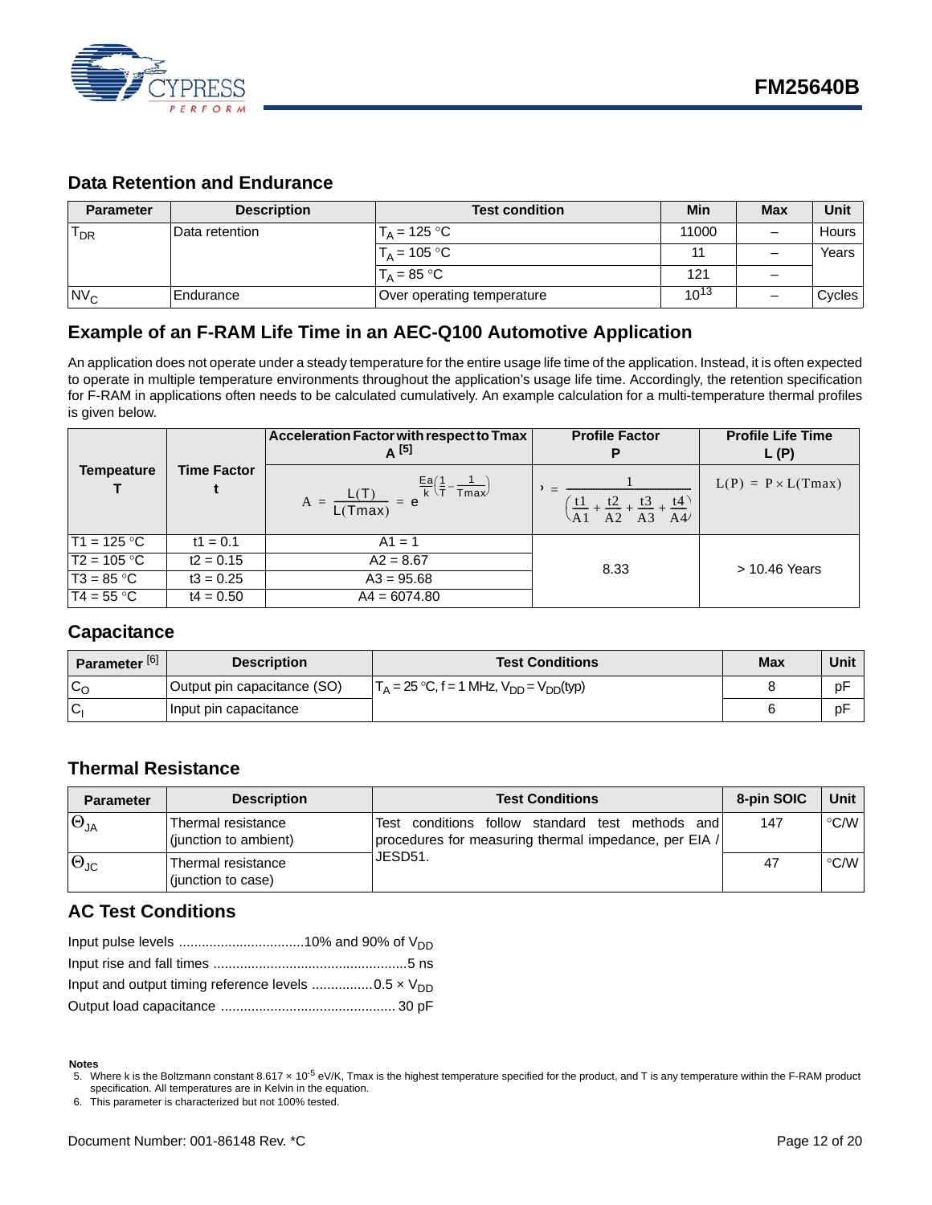## Data Retention and Endurance

| Parameter | Description | Test condition | Min | Max | Unit |
|---|---|---|---|---|---|
| $T_{DR}$ | Data retention | $T_A$ = 125 °C | 11000 | – | Hours |
| | | $T_A$ = 105 °C | 11 | – | Years |
| | | $T_A$ = 85 °C | 121 | – | |
| $NV_C$ | Endurance | Over operating temperature | $10^{13}$ | – | Cycles |

## Example of an F-RAM Life Time in an AEC-Q100 Automotive Application

An application does not operate under a steady temperature for the entire usage life time of the application. Instead, it is often expected to operate in multiple temperature environments throughout the application's usage life time. Accordingly, the retention specification for F-RAM in applications often needs to be calculated cumulatively. An example calculation for a multi-temperature thermal profiles is given below.

| Tempeature T | Time Factor t | Acceleration Factor with respect to Tmax A [5] | Profile Factor P | Profile Life Time L (P) |
|---|---|---|---|---|
| | | $A = \frac{L(T)}{L(Tmax)} = e^{\frac{Ea}{k}\left(\frac{1}{T} - \frac{1}{Tmax}\right)}$ | $P = \frac{1}{\left(\frac{t1}{A1} + \frac{t2}{A2} + \frac{t3}{A3} + \frac{t4}{A4}\right)}$ | $L(P) = P \times L(Tmax)$ |
| T1 = 125 °C | t1 = 0.1 | A1 = 1 | 8.33 | > 10.46 Years |
| T2 = 105 °C | t2 = 0.15 | A2 = 8.67 | | |
| T3 = 85 °C | t3 = 0.25 | A3 = 95.68 | | |
| T4 = 55 °C | t4 = 0.50 | A4 = 6074.80 | | |

## Capacitance

| Parameter [6] | Description | Test Conditions | Max | Unit |
|---|---|---|---|---|
| $C_O$ | Output pin capacitance (SO) | $T_A$ = 25 °C, f = 1 MHz, $V_{DD}$ = $V_{DD}$(typ) | 8 | pF |
| $C_I$ | Input pin capacitance | | 6 | pF |

## Thermal Resistance

| Parameter | Description | Test Conditions | 8-pin SOIC | Unit |
|---|---|---|---|---|
| $\Theta_{JA}$ | Thermal resistance (junction to ambient) | Test conditions follow standard test methods and procedures for measuring thermal impedance, per EIA / JESD51. | 147 | °C/W |
| $\Theta_{JC}$ | Thermal resistance (junction to case) | | 47 | °C/W |

## AC Test Conditions

Input pulse levels ................................10% and 90% of $V_{DD}$

Input rise and fall times ..................................................5 ns

Input and output timing reference levels ................$0.5 \times V_{DD}$

Output load capacitance ............................................. 30 pF

**Notes**

5. Where k is the Boltzmann constant $8.617 \times 10^{-5}$ eV/K, Tmax is the highest temperature specified for the product, and T is any temperature within the F-RAM product specification. All temperatures are in Kelvin in the equation.
6. This parameter is characterized but not 100% tested.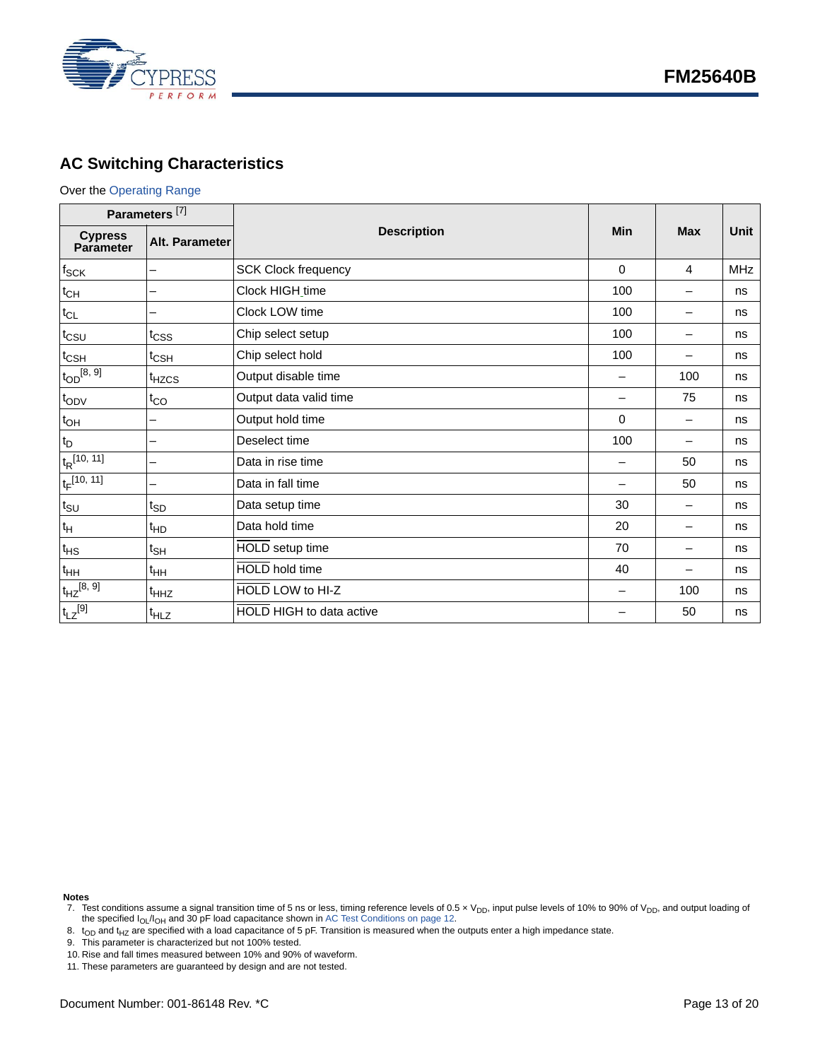## AC Switching Characteristics

Over the Operating Range

| Parameters [7] | | Description | Min | Max | Unit |
|---|---|---|---|---|---|
| Cypress Parameter | Alt. Parameter | | | | |
| $f_{SCK}$ | – | SCK Clock frequency | 0 | 4 | MHz |
| $t_{CH}$ | – | Clock HIGH time | 100 | – | ns |
| $t_{CL}$ | – | Clock LOW time | 100 | – | ns |
| $t_{CSU}$ | $t_{CSS}$ | Chip select setup | 100 | – | ns |
| $t_{CSH}$ | $t_{CSH}$ | Chip select hold | 100 | – | ns |
| $t_{OD}$ [8, 9] | $t_{HZCS}$ | Output disable time | – | 100 | ns |
| $t_{ODV}$ | $t_{CO}$ | Output data valid time | – | 75 | ns |
| $t_{OH}$ | – | Output hold time | 0 | – | ns |
| $t_{D}$ | – | Deselect time | 100 | – | ns |
| $t_{R}$ [10, 11] | – | Data in rise time | – | 50 | ns |
| $t_{F}$ [10, 11] | – | Data in fall time | – | 50 | ns |
| $t_{SU}$ | $t_{SD}$ | Data setup time | 30 | – | ns |
| $t_{H}$ | $t_{HD}$ | Data hold time | 20 | – | ns |
| $t_{HS}$ | $t_{SH}$ | $\overline{HOLD}$ setup time | 70 | – | ns |
| $t_{HH}$ | $t_{HH}$ | $\overline{HOLD}$ hold time | 40 | – | ns |
| $t_{HZ}$ [8, 9] | $t_{HHZ}$ | $\overline{HOLD}$ LOW to HI-Z | – | 100 | ns |
| $t_{LZ}$ [9] | $t_{HLZ}$ | $\overline{HOLD}$ HIGH to data active | – | 50 | ns |

**Notes**

7. Test conditions assume a signal transition time of 5 ns or less, timing reference levels of 0.5 × $V_{DD}$, input pulse levels of 10% to 90% of $V_{DD}$, and output loading of the specified $I_{OL}/I_{OH}$ and 30 pF load capacitance shown in AC Test Conditions on page 12.
8. $t_{OD}$ and $t_{HZ}$ are specified with a load capacitance of 5 pF. Transition is measured when the outputs enter a high impedance state.
9. This parameter is characterized but not 100% tested.
10. Rise and fall times measured between 10% and 90% of waveform.
11. These parameters are guaranteed by design and are not tested.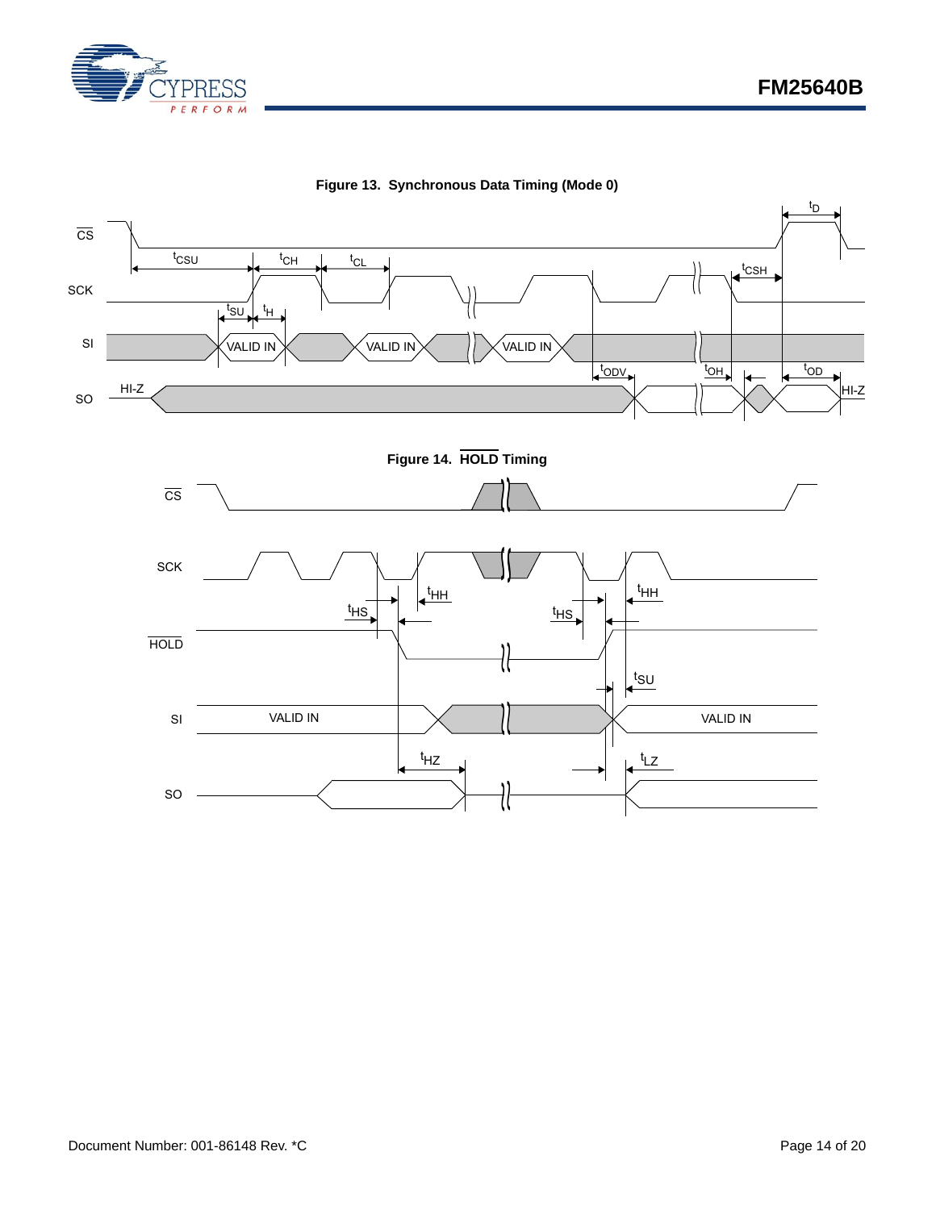**Figure 13. Synchronous Data Timing (Mode 0)**

**Figure 14. $\overline{\text{HOLD}}$ Timing**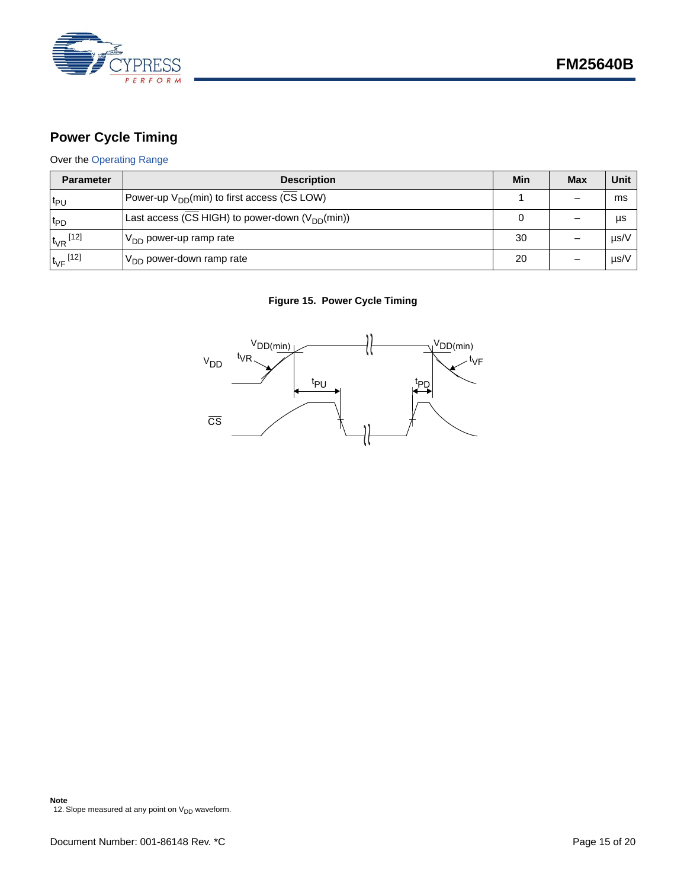## Power Cycle Timing

Over the Operating Range

| Parameter | Description | Min | Max | Unit |
|---|---|---|---|---|
| $t_{PU}$ | Power-up $V_{DD}$(min) to first access ($\overline{CS}$ LOW) | 1 | – | ms |
| $t_{PD}$ | Last access ($\overline{CS}$ HIGH) to power-down ($V_{DD}$(min)) | 0 | – | µs |
| $t_{VR}$ [12] | $V_{DD}$ power-up ramp rate | 30 | – | µs/V |
| $t_{VF}$ [12] | $V_{DD}$ power-down ramp rate | 20 | – | µs/V |

**Figure 15. Power Cycle Timing**

**Note**

12. Slope measured at any point on $V_{DD}$ waveform.

Document Number: 001-86148 Rev. *C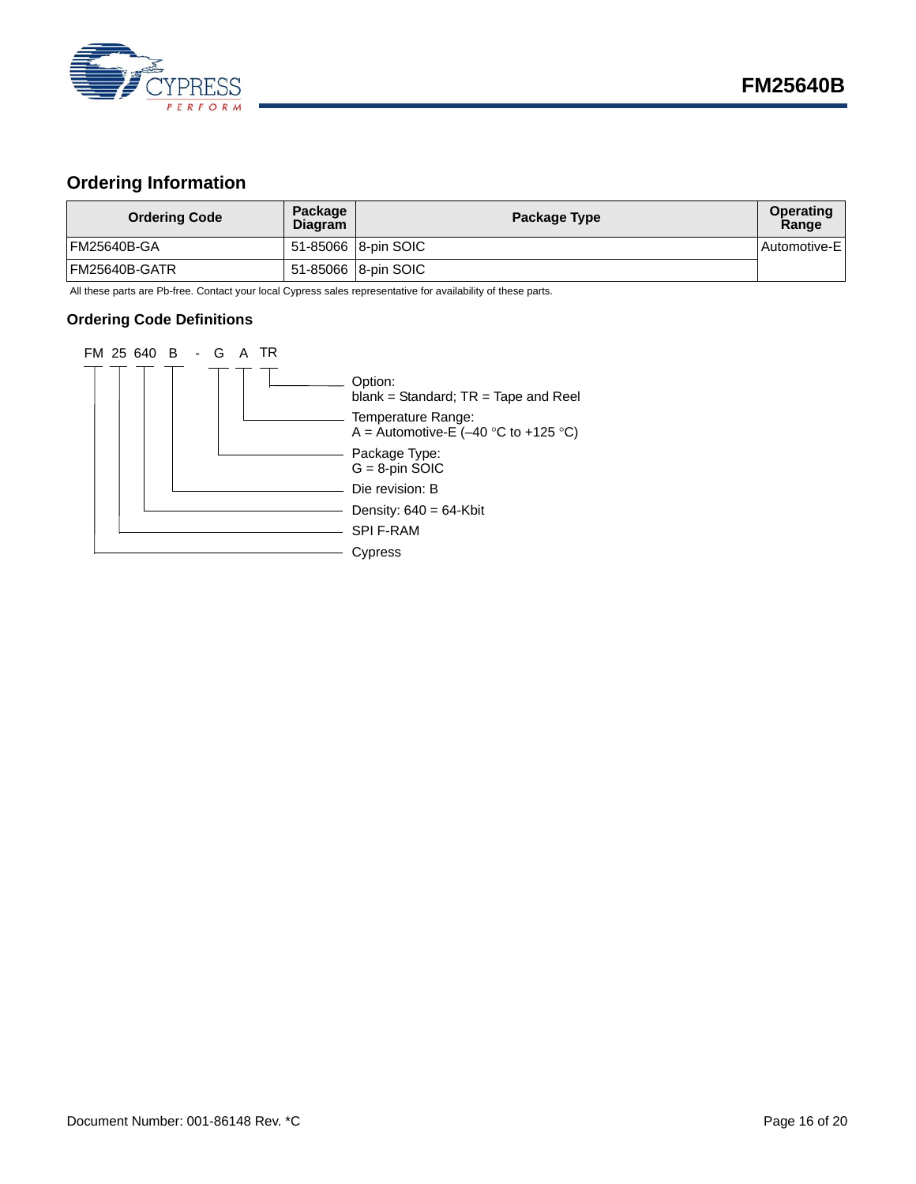## Ordering Information

| Ordering Code | Package Diagram | Package Type | Operating Range |
|---|---|---|---|
| FM25640B-GA | 51-85066 | 8-pin SOIC | Automotive-E |
| FM25640B-GATR | 51-85066 | 8-pin SOIC | |

All these parts are Pb-free. Contact your local Cypress sales representative for availability of these parts.

### Ordering Code Definitions

FM 25 640 B - G A TR

- Option: blank = Standard; TR = Tape and Reel
- Temperature Range: A = Automotive-E (–40 °C to +125 °C)
- Package Type: G = 8-pin SOIC
- Die revision: B
- Density: 640 = 64-Kbit
- SPI F-RAM
- Cypress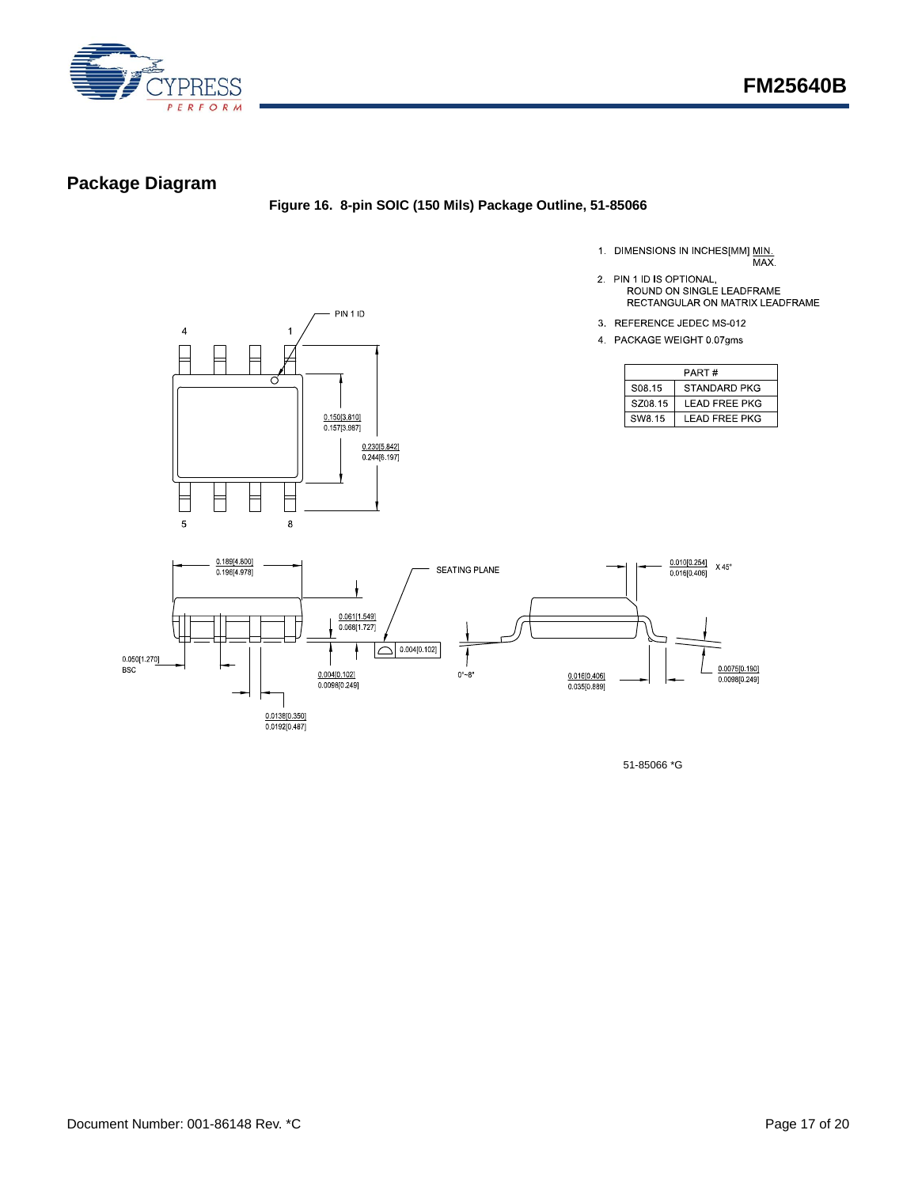## Package Diagram

**Figure 16. 8-pin SOIC (150 Mils) Package Outline, 51-85066**

1. DIMENSIONS IN INCHES[MM] MIN. MAX.
2. PIN 1 ID IS OPTIONAL, ROUND ON SINGLE LEADFRAME RECTANGULAR ON MATRIX LEADFRAME
3. REFERENCE JEDEC MS-012
4. PACKAGE WEIGHT 0.07gms

| PART # | |
|---|---|
| S08.15 | STANDARD PKG |
| SZ08.15 | LEAD FREE PKG |
| SW8.15 | LEAD FREE PKG |

PIN 1 ID

0.150[3.810] / 0.157[3.987]

0.230[5.842] / 0.244[6.197]

0.189[4.800] / 0.196[4.978]

SEATING PLANE

0.061[1.549] / 0.068[1.727]

0.004[0.102]

0.050[1.270] BSC

0.004[0.102] / 0.0098[0.249]

0.0138[0.350] / 0.0192[0.487]

0.010[0.254] / 0.016[0.406] X 45°

0°~8°

0.016[0.406] / 0.035[0.889]

0.0075[0.190] / 0.0098[0.249]

51-85066 *G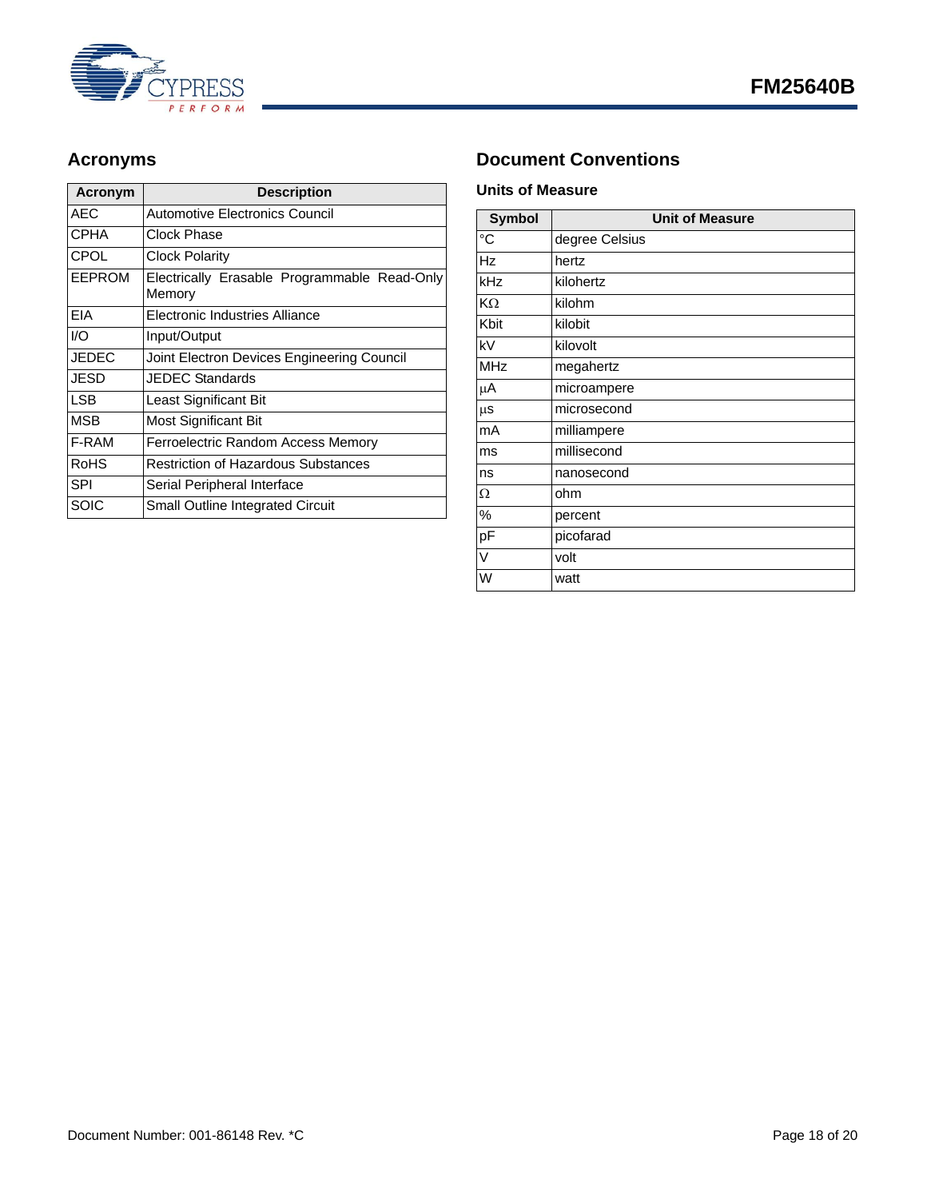## Acronyms

| Acronym | Description |
|---|---|
| AEC | Automotive Electronics Council |
| CPHA | Clock Phase |
| CPOL | Clock Polarity |
| EEPROM | Electrically Erasable Programmable Read-Only Memory |
| EIA | Electronic Industries Alliance |
| I/O | Input/Output |
| JEDEC | Joint Electron Devices Engineering Council |
| JESD | JEDEC Standards |
| LSB | Least Significant Bit |
| MSB | Most Significant Bit |
| F-RAM | Ferroelectric Random Access Memory |
| RoHS | Restriction of Hazardous Substances |
| SPI | Serial Peripheral Interface |
| SOIC | Small Outline Integrated Circuit |

## Document Conventions

### Units of Measure

| Symbol | Unit of Measure |
|---|---|
| °C | degree Celsius |
| Hz | hertz |
| kHz | kilohertz |
| KΩ | kilohm |
| Kbit | kilobit |
| kV | kilovolt |
| MHz | megahertz |
| µA | microampere |
| µs | microsecond |
| mA | milliampere |
| ms | millisecond |
| ns | nanosecond |
| Ω | ohm |
| % | percent |
| pF | picofarad |
| V | volt |
| W | watt |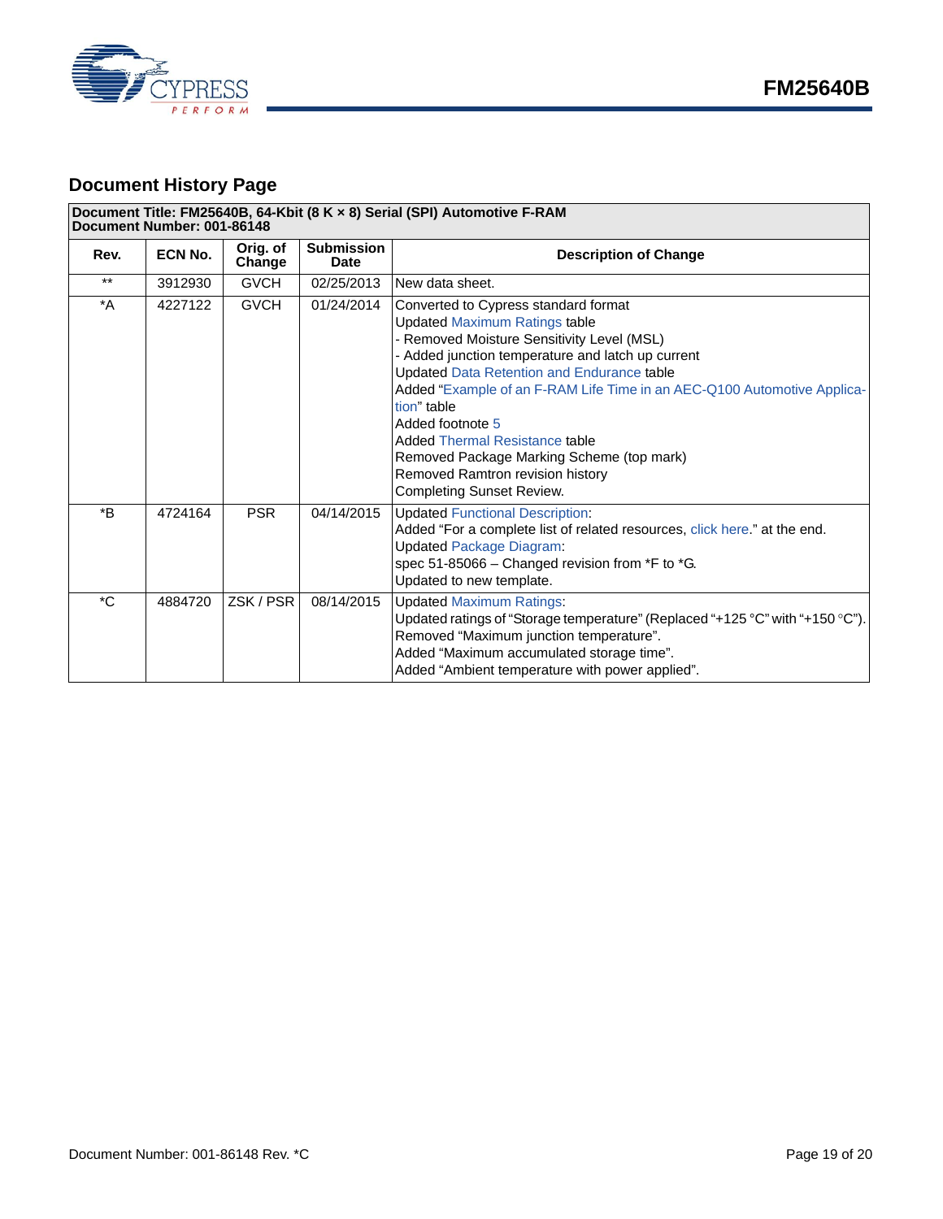## Document History Page

| Document Title: FM25640B, 64-Kbit (8 K × 8) Serial (SPI) Automotive F-RAM<br>Document Number: 001-86148 | | | | |
|---|---|---|---|---|
| **Rev.** | **ECN No.** | **Orig. of Change** | **Submission Date** | **Description of Change** |
| ** | 3912930 | GVCH | 02/25/2013 | New data sheet. |
| *A | 4227122 | GVCH | 01/24/2014 | Converted to Cypress standard format<br>Updated Maximum Ratings table<br>- Removed Moisture Sensitivity Level (MSL)<br>- Added junction temperature and latch up current<br>Updated Data Retention and Endurance table<br>Added "Example of an F-RAM Life Time in an AEC-Q100 Automotive Application" table<br>Added footnote 5<br>Added Thermal Resistance table<br>Removed Package Marking Scheme (top mark)<br>Removed Ramtron revision history<br>Completing Sunset Review. |
| *B | 4724164 | PSR | 04/14/2015 | Updated Functional Description:<br>Added "For a complete list of related resources, click here." at the end.<br>Updated Package Diagram:<br>spec 51-85066 – Changed revision from *F to *G.<br>Updated to new template. |
| *C | 4884720 | ZSK / PSR | 08/14/2015 | Updated Maximum Ratings:<br>Updated ratings of "Storage temperature" (Replaced "+125 °C" with "+150 °C").<br>Removed "Maximum junction temperature".<br>Added "Maximum accumulated storage time".<br>Added "Ambient temperature with power applied". |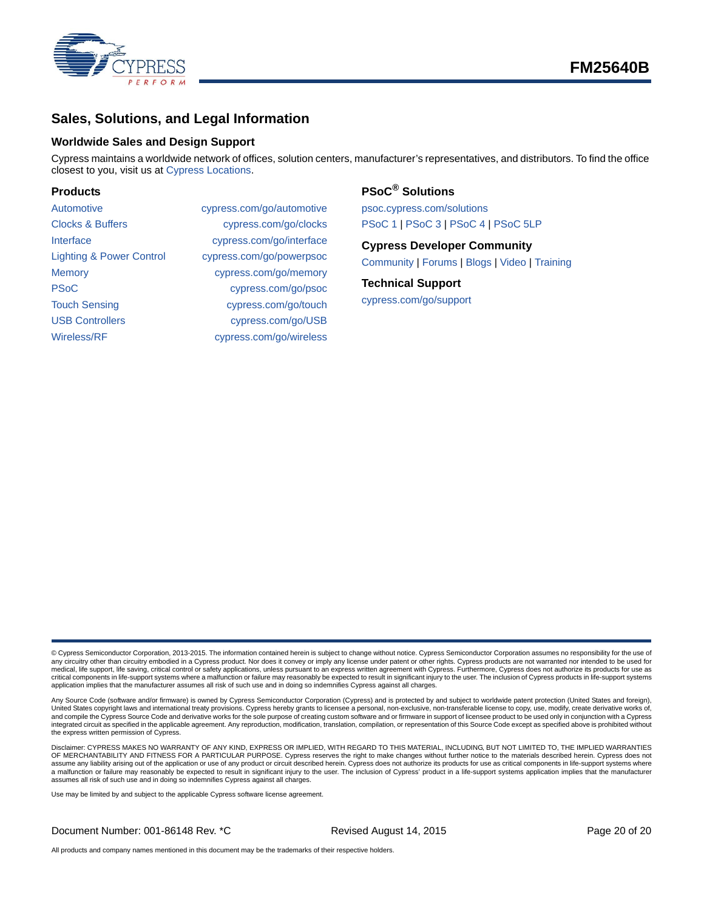## Sales, Solutions, and Legal Information

### Worldwide Sales and Design Support

Cypress maintains a worldwide network of offices, solution centers, manufacturer's representatives, and distributors. To find the office closest to you, visit us at Cypress Locations.

### Products

| | |
|---|---|
| Automotive | cypress.com/go/automotive |
| Clocks & Buffers | cypress.com/go/clocks |
| Interface | cypress.com/go/interface |
| Lighting & Power Control | cypress.com/go/powerpsoc |
| Memory | cypress.com/go/memory |
| PSoC | cypress.com/go/psoc |
| Touch Sensing | cypress.com/go/touch |
| USB Controllers | cypress.com/go/USB |
| Wireless/RF | cypress.com/go/wireless |

### PSoC® Solutions

psoc.cypress.com/solutions

PSoC 1 | PSoC 3 | PSoC 4 | PSoC 5LP

### Cypress Developer Community

Community | Forums | Blogs | Video | Training

### Technical Support

cypress.com/go/support

© Cypress Semiconductor Corporation, 2013-2015. The information contained herein is subject to change without notice. Cypress Semiconductor Corporation assumes no responsibility for the use of any circuitry other than circuitry embodied in a Cypress product. Nor does it convey or imply any license under patent or other rights. Cypress products are not warranted nor intended to be used for medical, life support, life saving, critical control or safety applications, unless pursuant to an express written agreement with Cypress. Furthermore, Cypress does not authorize its products for use as critical components in life-support systems where a malfunction or failure may reasonably be expected to result in significant injury to the user. The inclusion of Cypress products in life-support systems application implies that the manufacturer assumes all risk of such use and in doing so indemnifies Cypress against all charges.

Any Source Code (software and/or firmware) is owned by Cypress Semiconductor Corporation (Cypress) and is protected by and subject to worldwide patent protection (United States and foreign), United States copyright laws and international treaty provisions. Cypress hereby grants to licensee a personal, non-exclusive, non-transferable license to copy, use, modify, create derivative works of, and compile the Cypress Source Code and derivative works for the sole purpose of creating custom software and or firmware in support of licensee product to be used only in conjunction with a Cypress integrated circuit as specified in the applicable agreement. Any reproduction, modification, translation, compilation, or representation of this Source Code except as specified above is prohibited without the express written permission of Cypress.

Disclaimer: CYPRESS MAKES NO WARRANTY OF ANY KIND, EXPRESS OR IMPLIED, WITH REGARD TO THIS MATERIAL, INCLUDING, BUT NOT LIMITED TO, THE IMPLIED WARRANTIES OF MERCHANTABILITY AND FITNESS FOR A PARTICULAR PURPOSE. Cypress reserves the right to make changes without further notice to the materials described herein. Cypress does not assume any liability arising out of the application or use of any product or circuit described herein. Cypress does not authorize its products for use as critical components in life-support systems where a malfunction or failure may reasonably be expected to result in significant injury to the user. The inclusion of Cypress' product in a life-support systems application implies that the manufacturer assumes all risk of such use and in doing so indemnifies Cypress against all charges.

Use may be limited by and subject to the applicable Cypress software license agreement.

Document Number: 001-86148 Rev. *C Revised August 14, 2015

All products and company names mentioned in this document may be the trademarks of their respective holders.